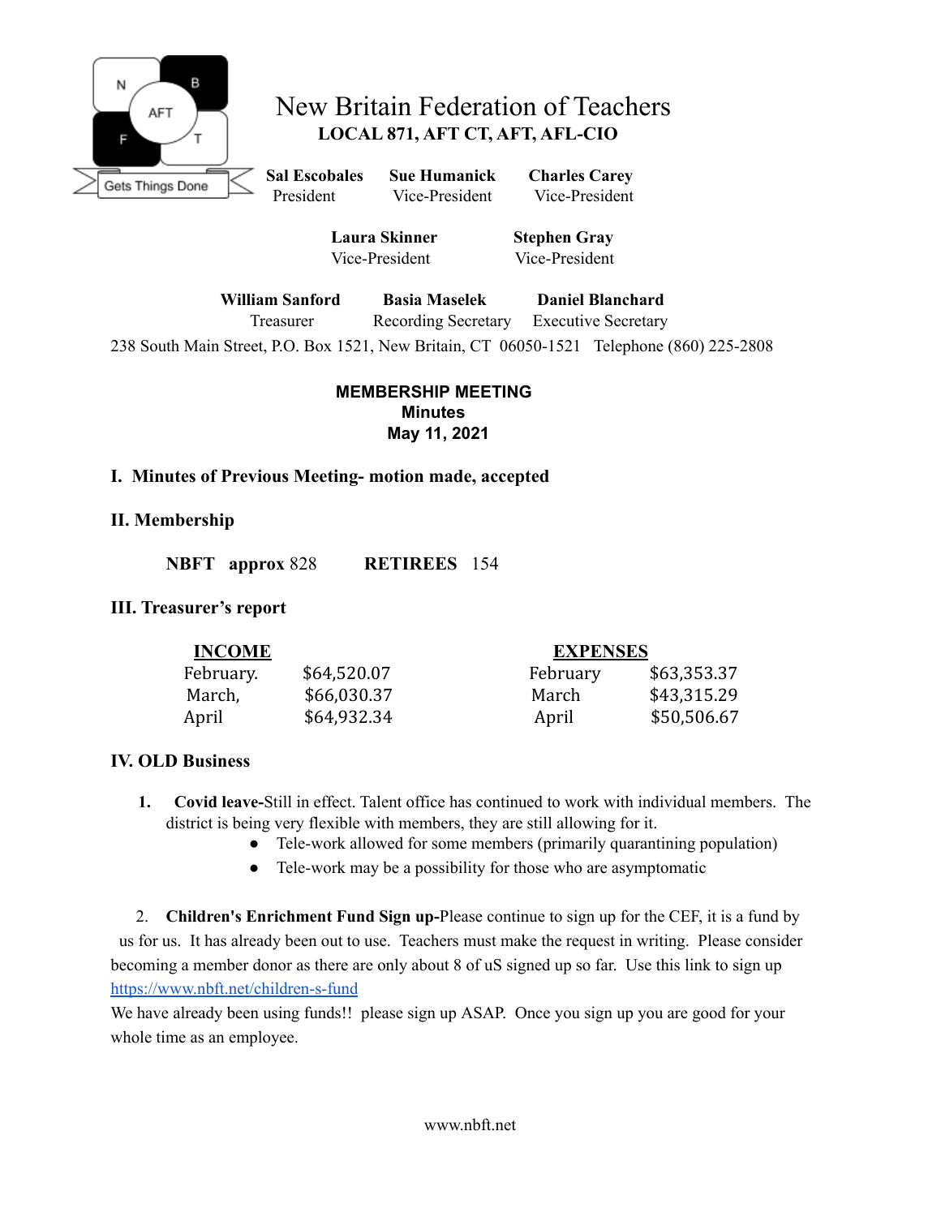# New Britain Federation of Teachers

**LOCAL 871, AFT CT, AFT, AFL-CIO**

Gets Things Done

**Sal Escobales** President | **Sue Humanick** Vice-President | **Charles Carey** Vice-President

**Laura Skinner** Vice-President | **Stephen Gray** Vice-President

**William Sanford** Treasurer | **Basia Maselek** Recording Secretary | **Daniel Blanchard** Executive Secretary

238 South Main Street, P.O. Box 1521, New Britain, CT 06050-1521 Telephone (860) 225-2808

**MEMBERSHIP MEETING**
**Minutes**
**May 11, 2021**

## I. Minutes of Previous Meeting- motion made, accepted

## II. Membership

**NBFT approx** 828 **RETIREES** 154

## III. Treasurer's report

| INCOME | | EXPENSES | |
|---|---|---|---|
| February. | $64,520.07 | February | $63,353.37 |
| March, | $66,030.37 | March | $43,315.29 |
| April | $64,932.34 | April | $50,506.67 |

## IV. OLD Business

1. **Covid leave-**Still in effect. Talent office has continued to work with individual members. The district is being very flexible with members, they are still allowing for it.
   - Tele-work allowed for some members (primarily quarantining population)
   - Tele-work may be a possibility for those who are asymptomatic

2. **Children's Enrichment Fund Sign up-**Please continue to sign up for the CEF, it is a fund by us for us. It has already been out to use. Teachers must make the request in writing. Please consider becoming a member donor as there are only about 8 of uS signed up so far. Use this link to sign up https://www.nbft.net/children-s-fund
We have already been using funds!! please sign up ASAP. Once you sign up you are good for your whole time as an employee.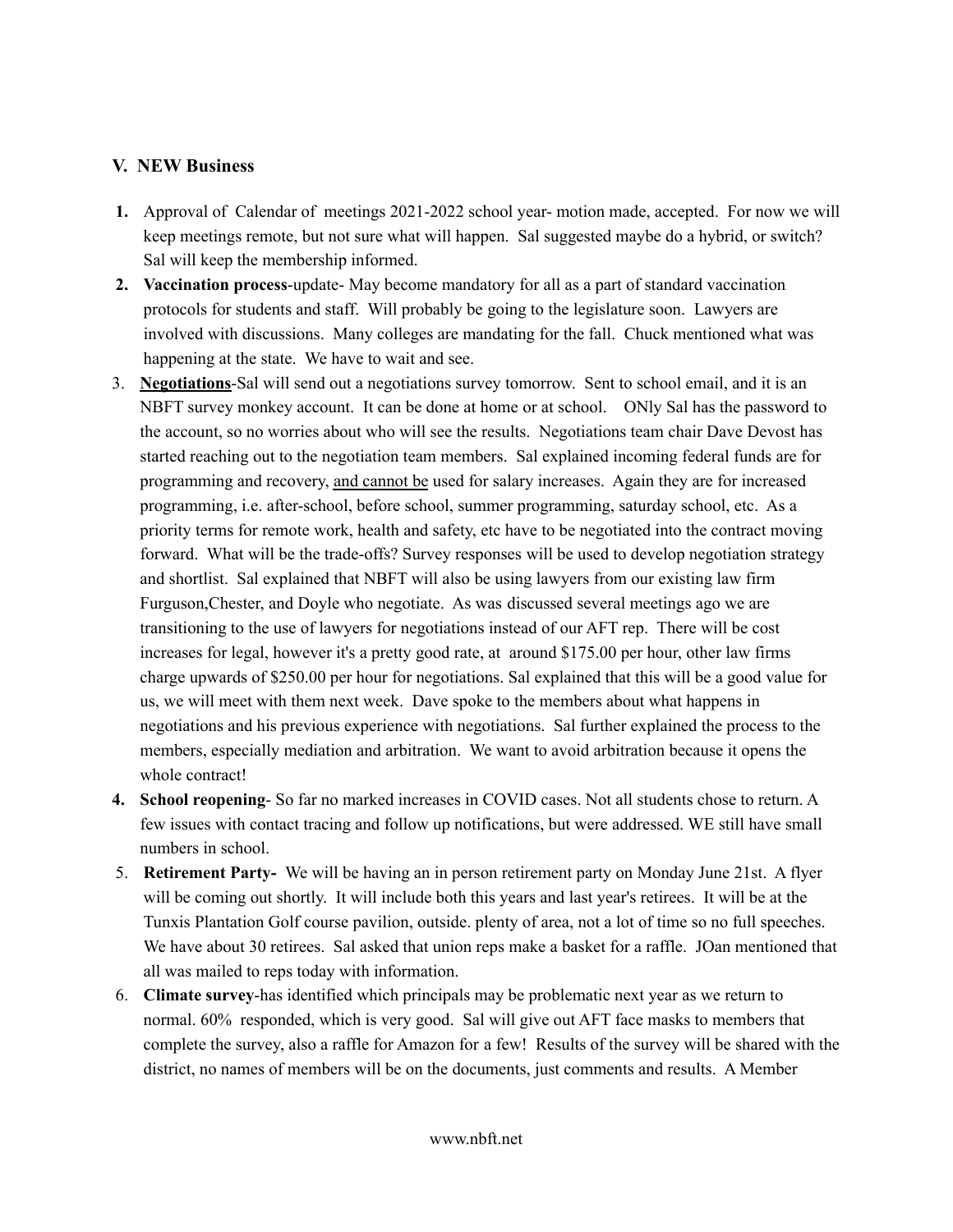### V. NEW Business

1. Approval of Calendar of meetings 2021-2022 school year- motion made, accepted. For now we will keep meetings remote, but not sure what will happen. Sal suggested maybe do a hybrid, or switch? Sal will keep the membership informed.
2. **Vaccination process**-update- May become mandatory for all as a part of standard vaccination protocols for students and staff. Will probably be going to the legislature soon. Lawyers are involved with discussions. Many colleges are mandating for the fall. Chuck mentioned what was happening at the state. We have to wait and see.
3. **Negotiations**-Sal will send out a negotiations survey tomorrow. Sent to school email, and it is an NBFT survey monkey account. It can be done at home or at school. ONly Sal has the password to the account, so no worries about who will see the results. Negotiations team chair Dave Devost has started reaching out to the negotiation team members. Sal explained incoming federal funds are for programming and recovery, and cannot be used for salary increases. Again they are for increased programming, i.e. after-school, before school, summer programming, saturday school, etc. As a priority terms for remote work, health and safety, etc have to be negotiated into the contract moving forward. What will be the trade-offs? Survey responses will be used to develop negotiation strategy and shortlist. Sal explained that NBFT will also be using lawyers from our existing law firm Furguson,Chester, and Doyle who negotiate. As was discussed several meetings ago we are transitioning to the use of lawyers for negotiations instead of our AFT rep. There will be cost increases for legal, however it's a pretty good rate, at around $175.00 per hour, other law firms charge upwards of $250.00 per hour for negotiations. Sal explained that this will be a good value for us, we will meet with them next week. Dave spoke to the members about what happens in negotiations and his previous experience with negotiations. Sal further explained the process to the members, especially mediation and arbitration. We want to avoid arbitration because it opens the whole contract!
4. **School reopening**- So far no marked increases in COVID cases. Not all students chose to return. A few issues with contact tracing and follow up notifications, but were addressed. WE still have small numbers in school.
5. **Retirement Party-** We will be having an in person retirement party on Monday June 21st. A flyer will be coming out shortly. It will include both this years and last year's retirees. It will be at the Tunxis Plantation Golf course pavilion, outside. plenty of area, not a lot of time so no full speeches. We have about 30 retirees. Sal asked that union reps make a basket for a raffle. JOan mentioned that all was mailed to reps today with information.
6. **Climate survey**-has identified which principals may be problematic next year as we return to normal. 60% responded, which is very good. Sal will give out AFT face masks to members that complete the survey, also a raffle for Amazon for a few! Results of the survey will be shared with the district, no names of members will be on the documents, just comments and results. A Member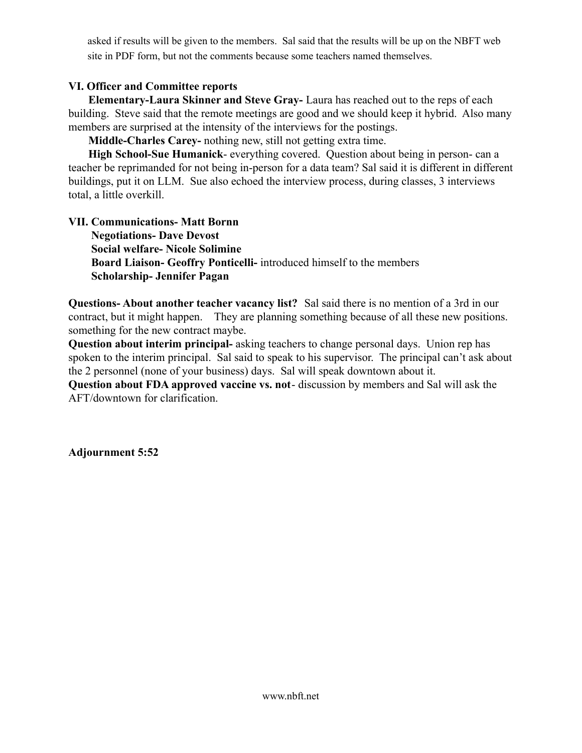asked if results will be given to the members. Sal said that the results will be up on the NBFT web site in PDF form, but not the comments because some teachers named themselves.

**VI. Officer and Committee reports**

**Elementary-Laura Skinner and Steve Gray-** Laura has reached out to the reps of each building. Steve said that the remote meetings are good and we should keep it hybrid. Also many members are surprised at the intensity of the interviews for the postings.

**Middle-Charles Carey-** nothing new, still not getting extra time.

**High School-Sue Humanick**- everything covered. Question about being in person- can a teacher be reprimanded for not being in-person for a data team? Sal said it is different in different buildings, put it on LLM. Sue also echoed the interview process, during classes, 3 interviews total, a little overkill.

**VII. Communications- Matt Bornn**

**Negotiations- Dave Devost**

**Social welfare- Nicole Solimine**

**Board Liaison- Geoffry Ponticelli-** introduced himself to the members

**Scholarship- Jennifer Pagan**

**Questions- About another teacher vacancy list?** Sal said there is no mention of a 3rd in our contract, but it might happen. They are planning something because of all these new positions. something for the new contract maybe.

**Question about interim principal-** asking teachers to change personal days. Union rep has spoken to the interim principal. Sal said to speak to his supervisor. The principal can't ask about the 2 personnel (none of your business) days. Sal will speak downtown about it.

**Question about FDA approved vaccine vs. not**- discussion by members and Sal will ask the AFT/downtown for clarification.

**Adjournment 5:52**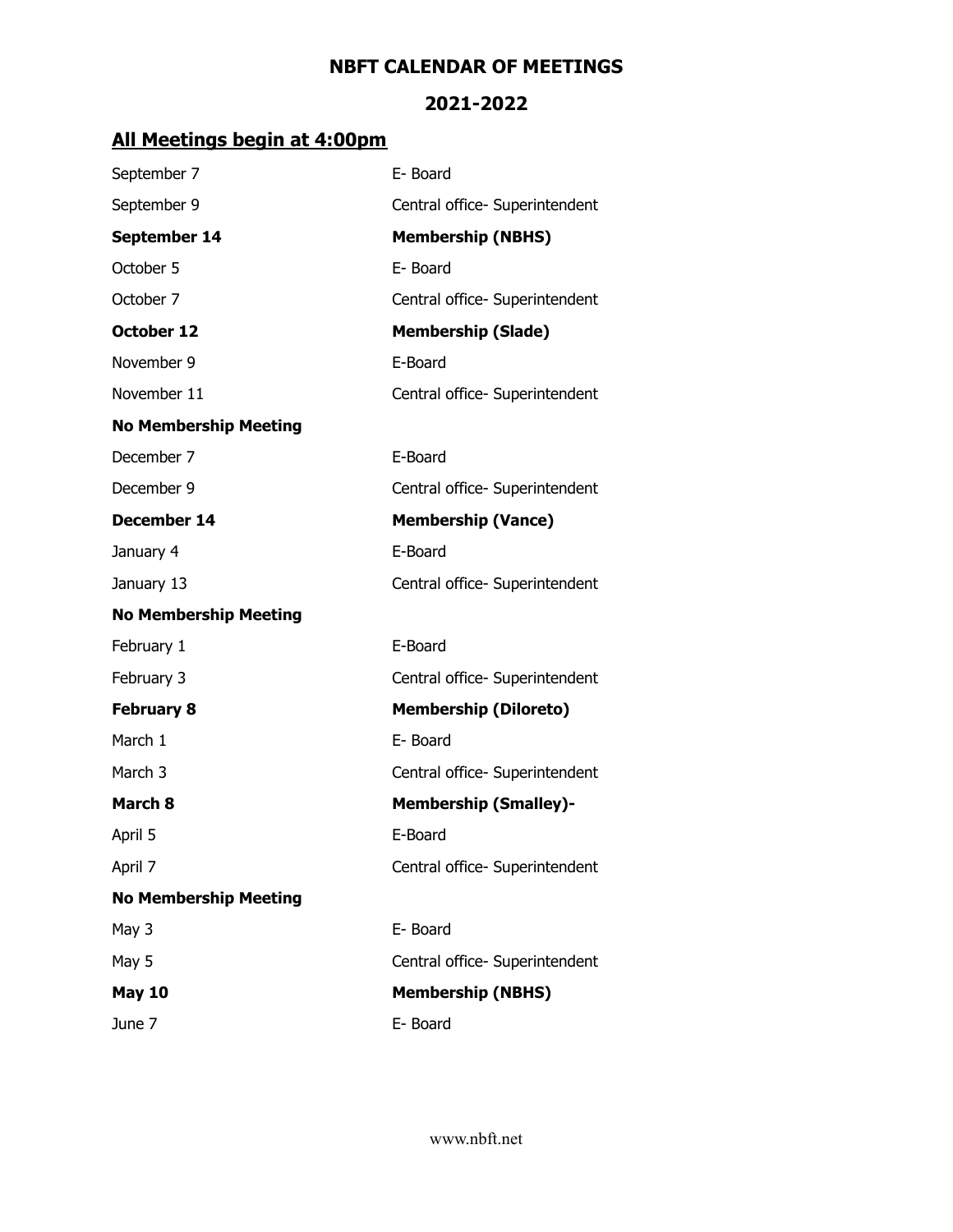# NBFT CALENDAR OF MEETINGS

## 2021-2022

## All Meetings begin at 4:00pm

| | |
|---|---|
| September 7 | E- Board |
| September 9 | Central office- Superintendent |
| **September 14** | **Membership (NBHS)** |
| October 5 | E- Board |
| October 7 | Central office- Superintendent |
| **October 12** | **Membership (Slade)** |
| November 9 | E-Board |
| November 11 | Central office- Superintendent |
| **No Membership Meeting** | |
| December 7 | E-Board |
| December 9 | Central office- Superintendent |
| **December 14** | **Membership (Vance)** |
| January 4 | E-Board |
| January 13 | Central office- Superintendent |
| **No Membership Meeting** | |
| February 1 | E-Board |
| February 3 | Central office- Superintendent |
| **February 8** | **Membership (Diloreto)** |
| March 1 | E- Board |
| March 3 | Central office- Superintendent |
| **March 8** | **Membership (Smalley)-** |
| April 5 | E-Board |
| April 7 | Central office- Superintendent |
| **No Membership Meeting** | |
| May 3 | E- Board |
| May 5 | Central office- Superintendent |
| **May 10** | **Membership (NBHS)** |
| June 7 | E- Board |

www.nbft.net